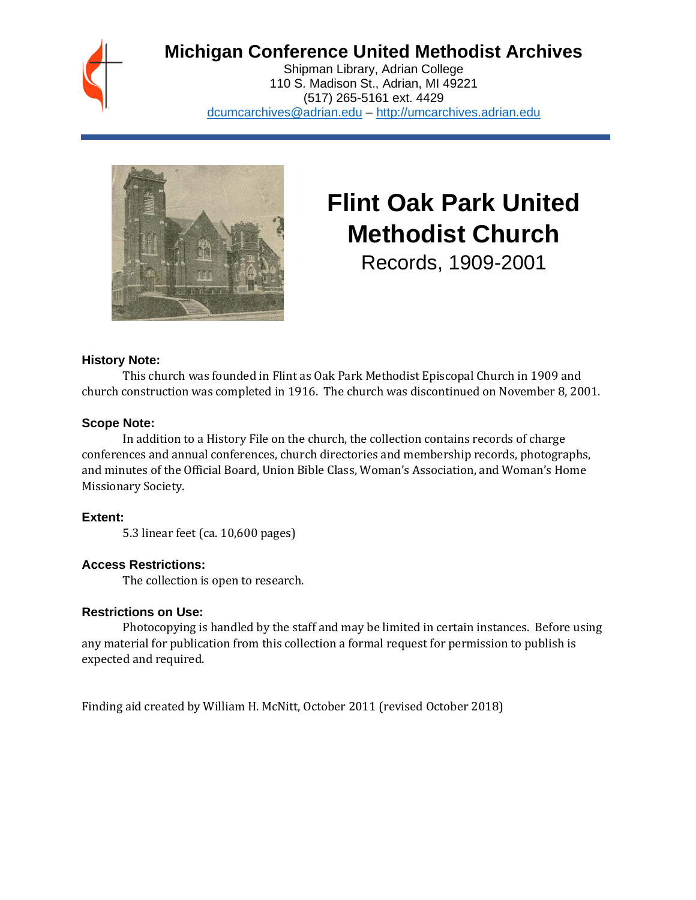# Michigan Conference United Methodist Archives

Shipman Library, Adrian College
110 S. Madison St., Adrian, MI 49221
(517) 265-5161 ext. 4429
dcumcarchives@adrian.edu – http://umcarchives.adrian.edu

# Flint Oak Park United Methodist Church

Records, 1909-2001

### History Note:

This church was founded in Flint as Oak Park Methodist Episcopal Church in 1909 and church construction was completed in 1916. The church was discontinued on November 8, 2001.

### Scope Note:

In addition to a History File on the church, the collection contains records of charge conferences and annual conferences, church directories and membership records, photographs, and minutes of the Official Board, Union Bible Class, Woman's Association, and Woman's Home Missionary Society.

### Extent:

5.3 linear feet (ca. 10,600 pages)

### Access Restrictions:

The collection is open to research.

### Restrictions on Use:

Photocopying is handled by the staff and may be limited in certain instances. Before using any material for publication from this collection a formal request for permission to publish is expected and required.

Finding aid created by William H. McNitt, October 2011 (revised October 2018)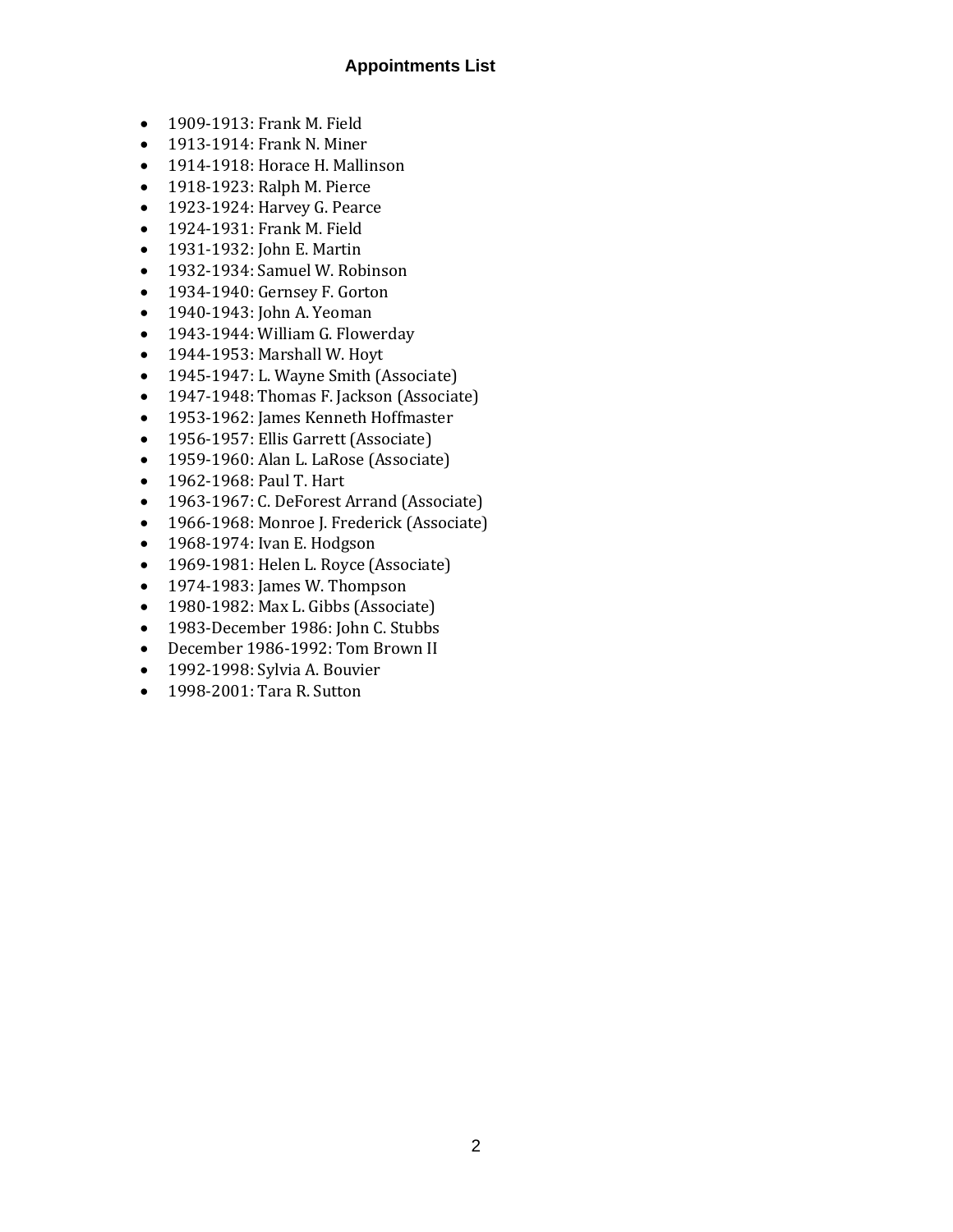## Appointments List

- 1909-1913: Frank M. Field
- 1913-1914: Frank N. Miner
- 1914-1918: Horace H. Mallinson
- 1918-1923: Ralph M. Pierce
- 1923-1924: Harvey G. Pearce
- 1924-1931: Frank M. Field
- 1931-1932: John E. Martin
- 1932-1934: Samuel W. Robinson
- 1934-1940: Gernsey F. Gorton
- 1940-1943: John A. Yeoman
- 1943-1944: William G. Flowerday
- 1944-1953: Marshall W. Hoyt
- 1945-1947: L. Wayne Smith (Associate)
- 1947-1948: Thomas F. Jackson (Associate)
- 1953-1962: James Kenneth Hoffmaster
- 1956-1957: Ellis Garrett (Associate)
- 1959-1960: Alan L. LaRose (Associate)
- 1962-1968: Paul T. Hart
- 1963-1967: C. DeForest Arrand (Associate)
- 1966-1968: Monroe J. Frederick (Associate)
- 1968-1974: Ivan E. Hodgson
- 1969-1981: Helen L. Royce (Associate)
- 1974-1983: James W. Thompson
- 1980-1982: Max L. Gibbs (Associate)
- 1983-December 1986: John C. Stubbs
- December 1986-1992: Tom Brown II
- 1992-1998: Sylvia A. Bouvier
- 1998-2001: Tara R. Sutton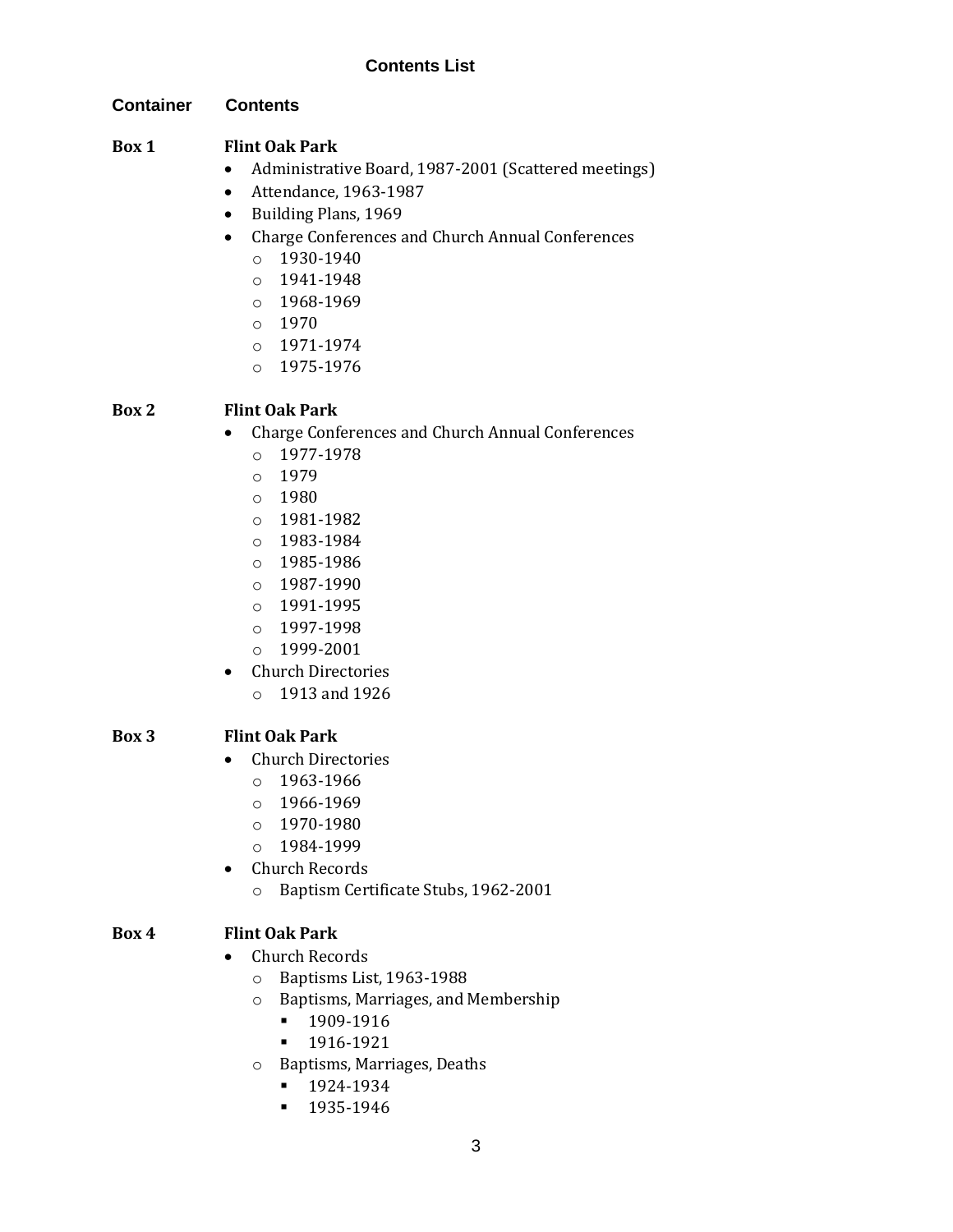## Contents List

**Container** **Contents**

**Box 1** **Flint Oak Park**

- Administrative Board, 1987-2001 (Scattered meetings)
- Attendance, 1963-1987
- Building Plans, 1969
- Charge Conferences and Church Annual Conferences
  - 1930-1940
  - 1941-1948
  - 1968-1969
  - 1970
  - 1971-1974
  - 1975-1976

**Box 2** **Flint Oak Park**

- Charge Conferences and Church Annual Conferences
  - 1977-1978
  - 1979
  - 1980
  - 1981-1982
  - 1983-1984
  - 1985-1986
  - 1987-1990
  - 1991-1995
  - 1997-1998
  - 1999-2001
- Church Directories
  - 1913 and 1926

**Box 3** **Flint Oak Park**

- Church Directories
  - 1963-1966
  - 1966-1969
  - 1970-1980
  - 1984-1999
- Church Records
  - Baptism Certificate Stubs, 1962-2001

**Box 4** **Flint Oak Park**

- Church Records
  - Baptisms List, 1963-1988
  - Baptisms, Marriages, and Membership
    - 1909-1916
    - 1916-1921
  - Baptisms, Marriages, Deaths
    - 1924-1934
    - 1935-1946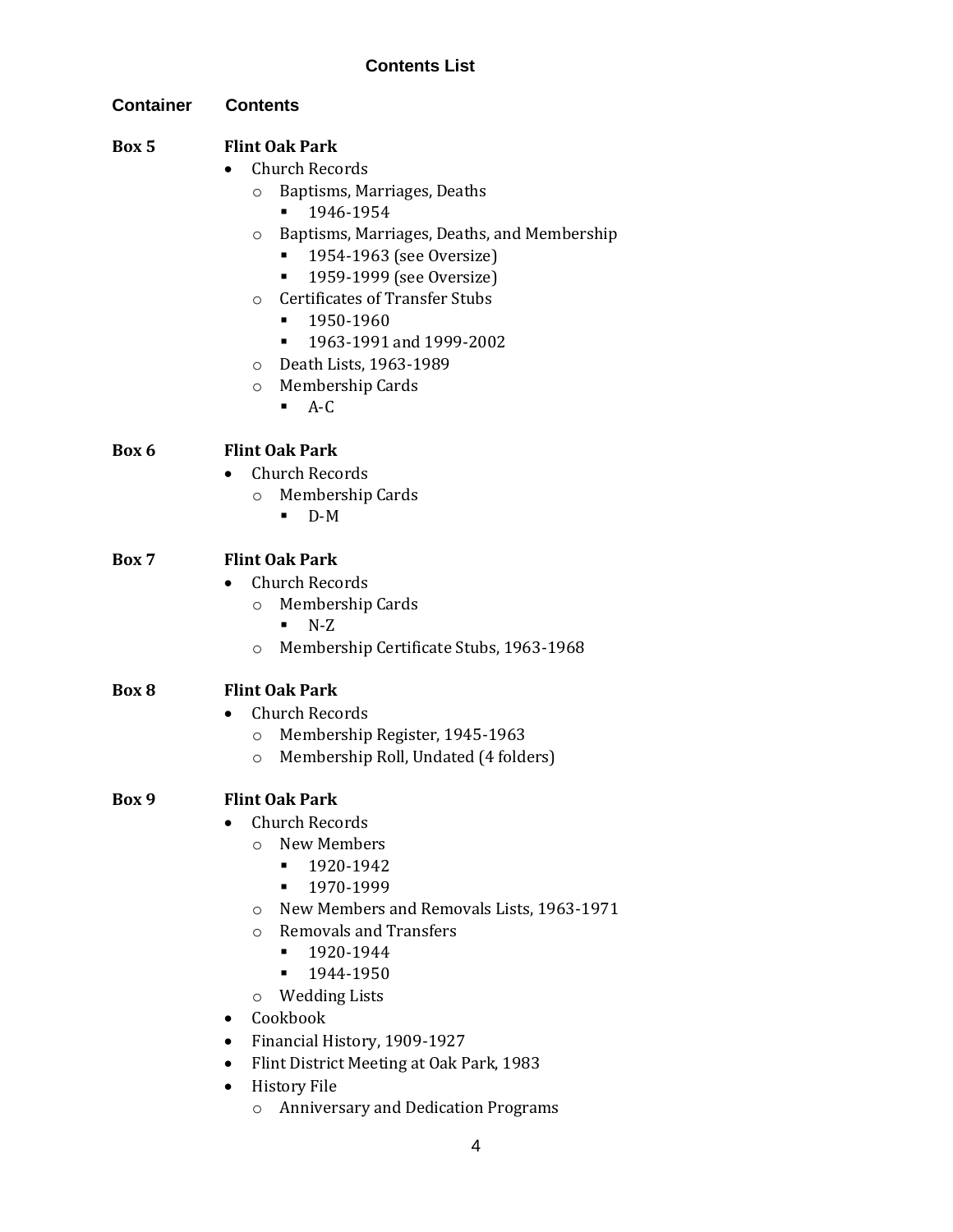## Contents List

| Container | Contents |
|---|---|

**Box 5** — **Flint Oak Park**

- Church Records
  - Baptisms, Marriages, Deaths
    - 1946-1954
  - Baptisms, Marriages, Deaths, and Membership
    - 1954-1963 (see Oversize)
    - 1959-1999 (see Oversize)
  - Certificates of Transfer Stubs
    - 1950-1960
    - 1963-1991 and 1999-2002
  - Death Lists, 1963-1989
  - Membership Cards
    - A-C

**Box 6** — **Flint Oak Park**

- Church Records
  - Membership Cards
    - D-M

**Box 7** — **Flint Oak Park**

- Church Records
  - Membership Cards
    - N-Z
  - Membership Certificate Stubs, 1963-1968

**Box 8** — **Flint Oak Park**

- Church Records
  - Membership Register, 1945-1963
  - Membership Roll, Undated (4 folders)

**Box 9** — **Flint Oak Park**

- Church Records
  - New Members
    - 1920-1942
    - 1970-1999
  - New Members and Removals Lists, 1963-1971
  - Removals and Transfers
    - 1920-1944
    - 1944-1950
  - Wedding Lists
- Cookbook
- Financial History, 1909-1927
- Flint District Meeting at Oak Park, 1983
- History File
  - Anniversary and Dedication Programs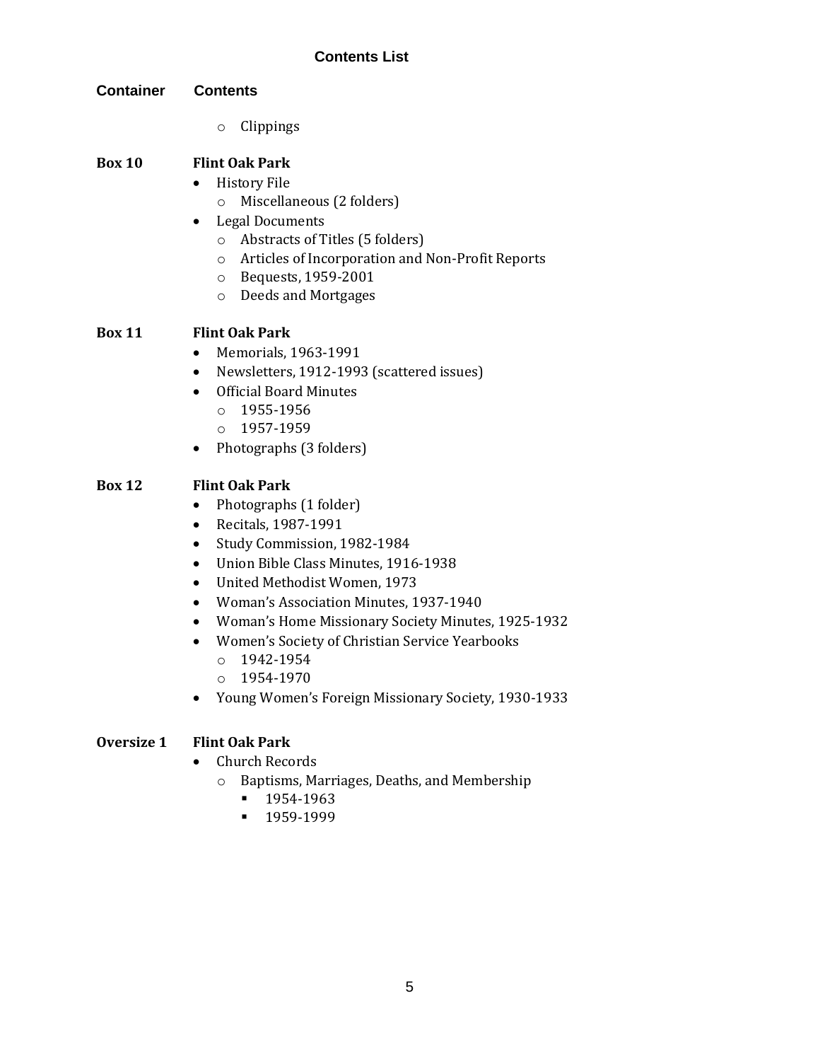### Contents List

| Container | Contents |
|---|---|
| | ○ Clippings |
| **Box 10** | **Flint Oak Park**<br>• History File<br>○ Miscellaneous (2 folders)<br>• Legal Documents<br>○ Abstracts of Titles (5 folders)<br>○ Articles of Incorporation and Non-Profit Reports<br>○ Bequests, 1959-2001<br>○ Deeds and Mortgages |
| **Box 11** | **Flint Oak Park**<br>• Memorials, 1963-1991<br>• Newsletters, 1912-1993 (scattered issues)<br>• Official Board Minutes<br>○ 1955-1956<br>○ 1957-1959<br>• Photographs (3 folders) |
| **Box 12** | **Flint Oak Park**<br>• Photographs (1 folder)<br>• Recitals, 1987-1991<br>• Study Commission, 1982-1984<br>• Union Bible Class Minutes, 1916-1938<br>• United Methodist Women, 1973<br>• Woman's Association Minutes, 1937-1940<br>• Woman's Home Missionary Society Minutes, 1925-1932<br>• Women's Society of Christian Service Yearbooks<br>○ 1942-1954<br>○ 1954-1970<br>• Young Women's Foreign Missionary Society, 1930-1933 |
| **Oversize 1** | **Flint Oak Park**<br>• Church Records<br>○ Baptisms, Marriages, Deaths, and Membership<br>▪ 1954-1963<br>▪ 1959-1999 |